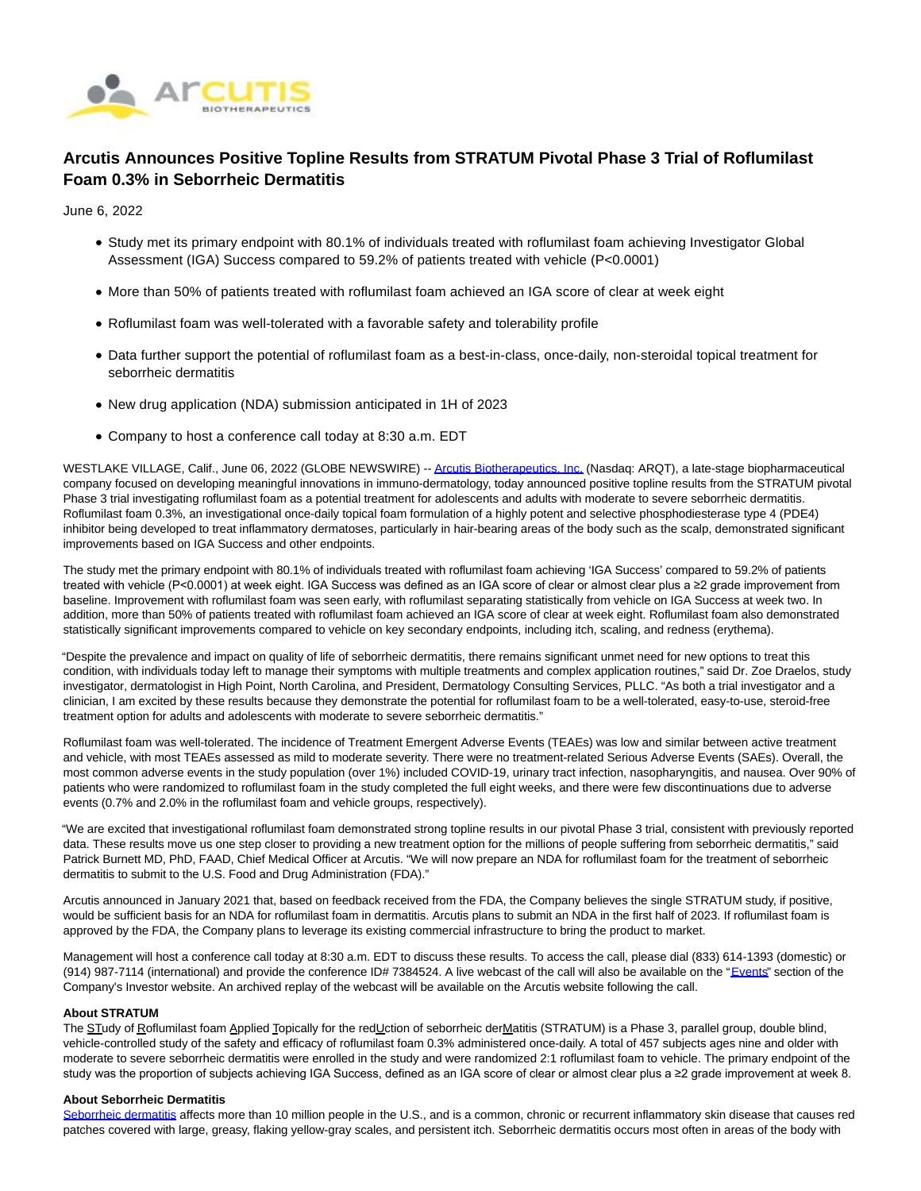# Arcutis Announces Positive Topline Results from STRATUM Pivotal Phase 3 Trial of Roflumilast Foam 0.3% in Seborrheic Dermatitis

June 6, 2022

- Study met its primary endpoint with 80.1% of individuals treated with roflumilast foam achieving Investigator Global Assessment (IGA) Success compared to 59.2% of patients treated with vehicle (P<0.0001)
- More than 50% of patients treated with roflumilast foam achieved an IGA score of clear at week eight
- Roflumilast foam was well-tolerated with a favorable safety and tolerability profile
- Data further support the potential of roflumilast foam as a best-in-class, once-daily, non-steroidal topical treatment for seborrheic dermatitis
- New drug application (NDA) submission anticipated in 1H of 2023
- Company to host a conference call today at 8:30 a.m. EDT

WESTLAKE VILLAGE, Calif., June 06, 2022 (GLOBE NEWSWIRE) -- Arcutis Biotherapeutics, Inc. (Nasdaq: ARQT), a late-stage biopharmaceutical company focused on developing meaningful innovations in immuno-dermatology, today announced positive topline results from the STRATUM pivotal Phase 3 trial investigating roflumilast foam as a potential treatment for adolescents and adults with moderate to severe seborrheic dermatitis. Roflumilast foam 0.3%, an investigational once-daily topical foam formulation of a highly potent and selective phosphodiesterase type 4 (PDE4) inhibitor being developed to treat inflammatory dermatoses, particularly in hair-bearing areas of the body such as the scalp, demonstrated significant improvements based on IGA Success and other endpoints.

The study met the primary endpoint with 80.1% of individuals treated with roflumilast foam achieving 'IGA Success' compared to 59.2% of patients treated with vehicle (P<0.0001) at week eight. IGA Success was defined as an IGA score of clear or almost clear plus a ≥2 grade improvement from baseline. Improvement with roflumilast foam was seen early, with roflumilast separating statistically from vehicle on IGA Success at week two. In addition, more than 50% of patients treated with roflumilast foam achieved an IGA score of clear at week eight. Roflumilast foam also demonstrated statistically significant improvements compared to vehicle on key secondary endpoints, including itch, scaling, and redness (erythema).

"Despite the prevalence and impact on quality of life of seborrheic dermatitis, there remains significant unmet need for new options to treat this condition, with individuals today left to manage their symptoms with multiple treatments and complex application routines," said Dr. Zoe Draelos, study investigator, dermatologist in High Point, North Carolina, and President, Dermatology Consulting Services, PLLC. "As both a trial investigator and a clinician, I am excited by these results because they demonstrate the potential for roflumilast foam to be a well-tolerated, easy-to-use, steroid-free treatment option for adults and adolescents with moderate to severe seborrheic dermatitis."

Roflumilast foam was well-tolerated. The incidence of Treatment Emergent Adverse Events (TEAEs) was low and similar between active treatment and vehicle, with most TEAEs assessed as mild to moderate severity. There were no treatment-related Serious Adverse Events (SAEs). Overall, the most common adverse events in the study population (over 1%) included COVID-19, urinary tract infection, nasopharyngitis, and nausea. Over 90% of patients who were randomized to roflumilast foam in the study completed the full eight weeks, and there were few discontinuations due to adverse events (0.7% and 2.0% in the roflumilast foam and vehicle groups, respectively).

"We are excited that investigational roflumilast foam demonstrated strong topline results in our pivotal Phase 3 trial, consistent with previously reported data. These results move us one step closer to providing a new treatment option for the millions of people suffering from seborrheic dermatitis," said Patrick Burnett MD, PhD, FAAD, Chief Medical Officer at Arcutis. "We will now prepare an NDA for roflumilast foam for the treatment of seborrheic dermatitis to submit to the U.S. Food and Drug Administration (FDA)."

Arcutis announced in January 2021 that, based on feedback received from the FDA, the Company believes the single STRATUM study, if positive, would be sufficient basis for an NDA for roflumilast foam in dermatitis. Arcutis plans to submit an NDA in the first half of 2023. If roflumilast foam is approved by the FDA, the Company plans to leverage its existing commercial infrastructure to bring the product to market.

Management will host a conference call today at 8:30 a.m. EDT to discuss these results. To access the call, please dial (833) 614-1393 (domestic) or (914) 987-7114 (international) and provide the conference ID# 7384524. A live webcast of the call will also be available on the "Events" section of the Company's Investor website. An archived replay of the webcast will be available on the Arcutis website following the call.

**About STRATUM**

The STudy of Roflumilast foam Applied Topically for the redUction of seborrheic derMatitis (STRATUM) is a Phase 3, parallel group, double blind, vehicle-controlled study of the safety and efficacy of roflumilast foam 0.3% administered once-daily. A total of 457 subjects ages nine and older with moderate to severe seborrheic dermatitis were enrolled in the study and were randomized 2:1 roflumilast foam to vehicle. The primary endpoint of the study was the proportion of subjects achieving IGA Success, defined as an IGA score of clear or almost clear plus a ≥2 grade improvement at week 8.

**About Seborrheic Dermatitis**

Seborrheic dermatitis affects more than 10 million people in the U.S., and is a common, chronic or recurrent inflammatory skin disease that causes red patches covered with large, greasy, flaking yellow-gray scales, and persistent itch. Seborrheic dermatitis occurs most often in areas of the body with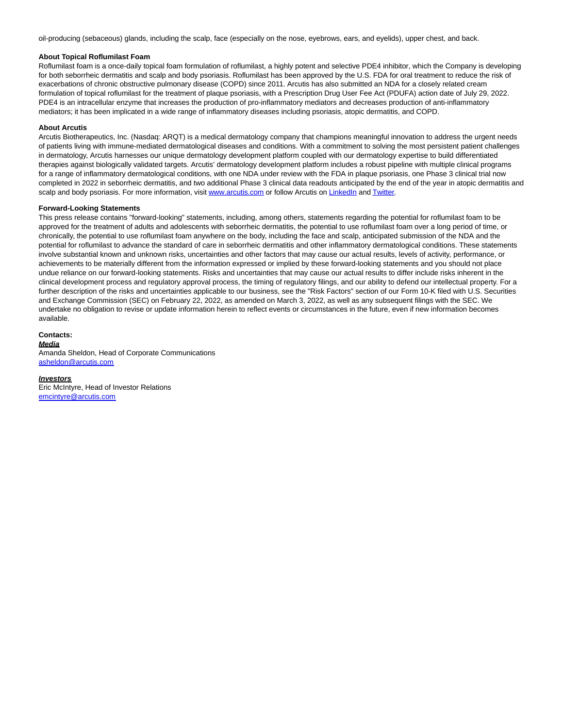oil-producing (sebaceous) glands, including the scalp, face (especially on the nose, eyebrows, ears, and eyelids), upper chest, and back.

**About Topical Roflumilast Foam**

Roflumilast foam is a once-daily topical foam formulation of roflumilast, a highly potent and selective PDE4 inhibitor, which the Company is developing for both seborrheic dermatitis and scalp and body psoriasis. Roflumilast has been approved by the U.S. FDA for oral treatment to reduce the risk of exacerbations of chronic obstructive pulmonary disease (COPD) since 2011. Arcutis has also submitted an NDA for a closely related cream formulation of topical roflumilast for the treatment of plaque psoriasis, with a Prescription Drug User Fee Act (PDUFA) action date of July 29, 2022. PDE4 is an intracellular enzyme that increases the production of pro-inflammatory mediators and decreases production of anti-inflammatory mediators; it has been implicated in a wide range of inflammatory diseases including psoriasis, atopic dermatitis, and COPD.

**About Arcutis**

Arcutis Biotherapeutics, Inc. (Nasdaq: ARQT) is a medical dermatology company that champions meaningful innovation to address the urgent needs of patients living with immune-mediated dermatological diseases and conditions. With a commitment to solving the most persistent patient challenges in dermatology, Arcutis harnesses our unique dermatology development platform coupled with our dermatology expertise to build differentiated therapies against biologically validated targets. Arcutis' dermatology development platform includes a robust pipeline with multiple clinical programs for a range of inflammatory dermatological conditions, with one NDA under review with the FDA in plaque psoriasis, one Phase 3 clinical trial now completed in 2022 in seborrheic dermatitis, and two additional Phase 3 clinical data readouts anticipated by the end of the year in atopic dermatitis and scalp and body psoriasis. For more information, visit [www.arcutis.com](www.arcutis.com) or follow Arcutis on LinkedIn and Twitter.

**Forward-Looking Statements**

This press release contains "forward-looking" statements, including, among others, statements regarding the potential for roflumilast foam to be approved for the treatment of adults and adolescents with seborrheic dermatitis, the potential to use roflumilast foam over a long period of time, or chronically, the potential to use roflumilast foam anywhere on the body, including the face and scalp, anticipated submission of the NDA and the potential for roflumilast to advance the standard of care in seborrheic dermatitis and other inflammatory dermatological conditions. These statements involve substantial known and unknown risks, uncertainties and other factors that may cause our actual results, levels of activity, performance, or achievements to be materially different from the information expressed or implied by these forward-looking statements and you should not place undue reliance on our forward-looking statements. Risks and uncertainties that may cause our actual results to differ include risks inherent in the clinical development process and regulatory approval process, the timing of regulatory filings, and our ability to defend our intellectual property. For a further description of the risks and uncertainties applicable to our business, see the "Risk Factors" section of our Form 10-K filed with U.S. Securities and Exchange Commission (SEC) on February 22, 2022, as amended on March 3, 2022, as well as any subsequent filings with the SEC. We undertake no obligation to revise or update information herein to reflect events or circumstances in the future, even if new information becomes available.

**Contacts:**

***Media***

Amanda Sheldon, Head of Corporate Communications
asheldon@arcutis.com

***Investors***

Eric McIntyre, Head of Investor Relations
emcintyre@arcutis.com